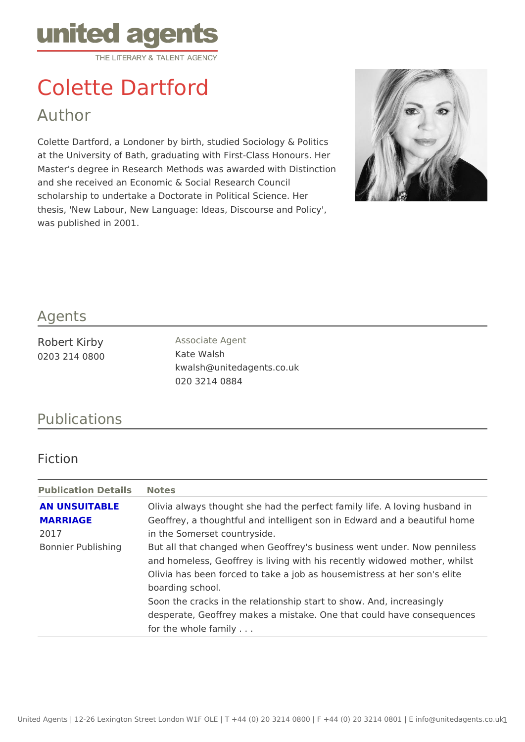# Colette Dartford

## Author

Colette Dartford, a Londoner by birth, studied Sociology & Politics at the University of Bath, graduating with First-Class Honours. Her Master's degree in Research Methods was awarded with Distinction and she received an Economic & Social Research Council scholarship to undertake a Doctorate in Political Science. Her thesis, 'New Labour, New Language: Ideas, Discourse and Policy', was published in 2001.

## Agents

Robert Kirby
0203 214 0800

Associate Agent
Kate Walsh
kwalsh@unitedagents.co.uk
020 3214 0884

## Publications

### Fiction

| Publication Details | Notes |
|---|---|
| **AN UNSUITABLE MARRIAGE**<br>2017<br>Bonnier Publishing | Olivia always thought she had the perfect family life. A loving husband in Geoffrey, a thoughtful and intelligent son in Edward and a beautiful home in the Somerset countryside.<br>But all that changed when Geoffrey's business went under. Now penniless and homeless, Geoffrey is living with his recently widowed mother, whilst Olivia has been forced to take a job as housemistress at her son's elite boarding school.<br>Soon the cracks in the relationship start to show. And, increasingly desperate, Geoffrey makes a mistake. One that could have consequences for the whole family . . . |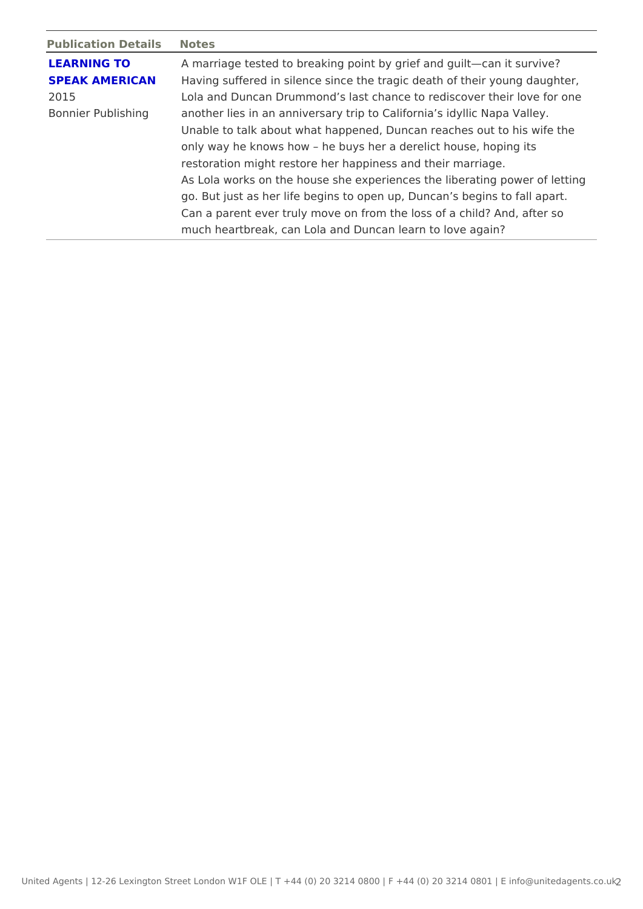| Publication Details | Notes |
|---|---|
| **LEARNING TO SPEAK AMERICAN**<br>2015<br>Bonnier Publishing | A marriage tested to breaking point by grief and guilt—can it survive? Having suffered in silence since the tragic death of their young daughter, Lola and Duncan Drummond's last chance to rediscover their love for one another lies in an anniversary trip to California's idyllic Napa Valley. Unable to talk about what happened, Duncan reaches out to his wife the only way he knows how – he buys her a derelict house, hoping its restoration might restore her happiness and their marriage.<br>As Lola works on the house she experiences the liberating power of letting go. But just as her life begins to open up, Duncan's begins to fall apart. Can a parent ever truly move on from the loss of a child? And, after so much heartbreak, can Lola and Duncan learn to love again? |